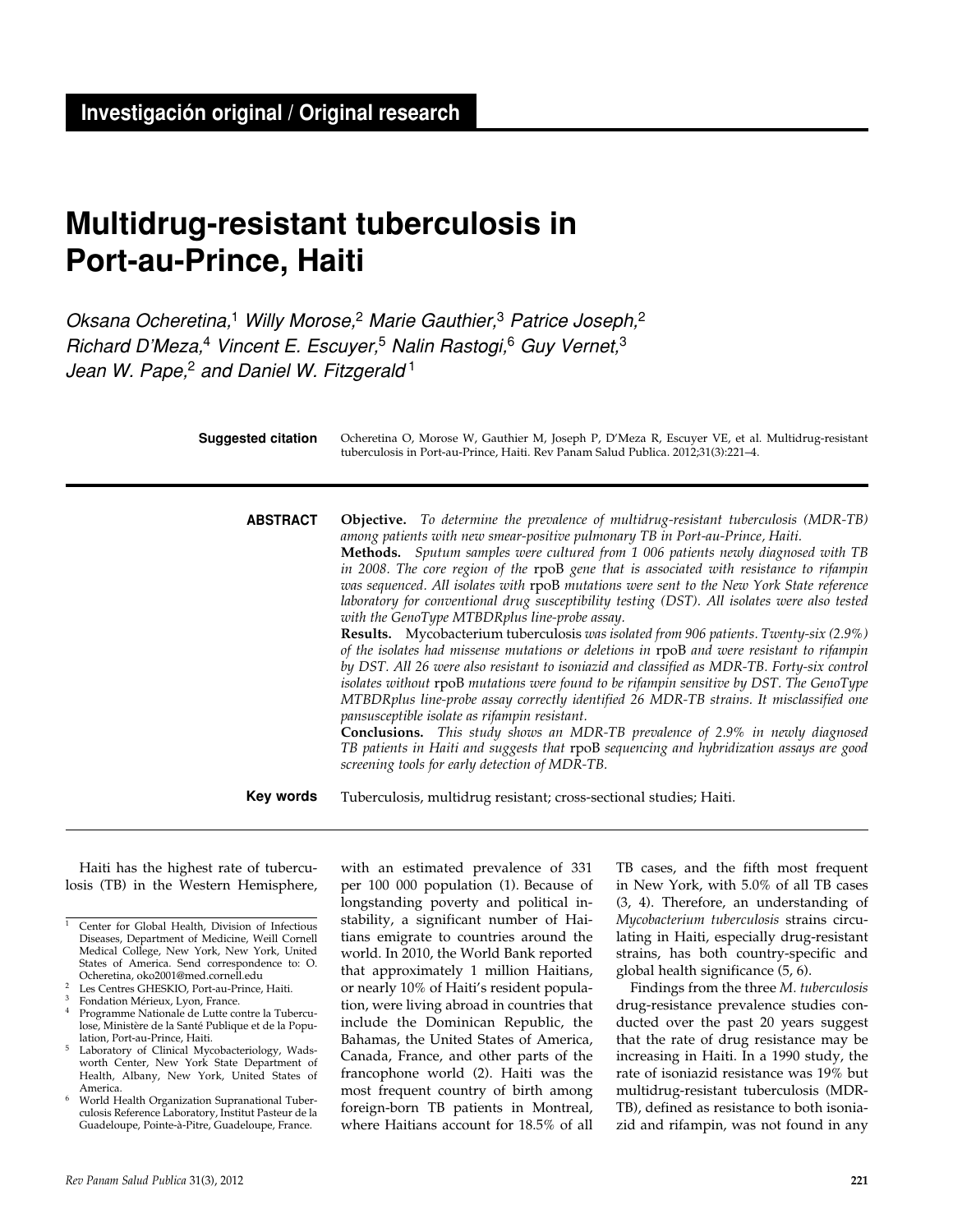Investigación original / Original research

# Multidrug-resistant tuberculosis in Port-au-Prince, Haiti

*Oksana Ocheretina,[1] Willy Morose,[2] Marie Gauthier,[3] Patrice Joseph,[2] Richard D'Meza,[4] Vincent E. Escuyer,[5] Nalin Rastogi,[6] Guy Vernet,[3] Jean W. Pape,[2] and Daniel W. Fitzgerald[1]*

**Suggested citation** Ocheretina O, Morose W, Gauthier M, Joseph P, D'Meza R, Escuyer VE, et al. Multidrug-resistant tuberculosis in Port-au-Prince, Haiti. Rev Panam Salud Publica. 2012;31(3):221–4.

**ABSTRACT**

**Objective.** *To determine the prevalence of multidrug-resistant tuberculosis (MDR-TB) among patients with new smear-positive pulmonary TB in Port-au-Prince, Haiti.*

**Methods.** *Sputum samples were cultured from 1 006 patients newly diagnosed with TB in 2008. The core region of the* rpoB *gene that is associated with resistance to rifampin was sequenced. All isolates with* rpoB *mutations were sent to the New York State reference laboratory for conventional drug susceptibility testing (DST). All isolates were also tested with the GenoType MTBDRplus line-probe assay.*

**Results.** Mycobacterium tuberculosis *was isolated from 906 patients. Twenty-six (2.9%) of the isolates had missense mutations or deletions in* rpoB *and were resistant to rifampin by DST. All 26 were also resistant to isoniazid and classified as MDR-TB. Forty-six control isolates without* rpoB *mutations were found to be rifampin sensitive by DST. The GenoType MTBDRplus line-probe assay correctly identified 26 MDR-TB strains. It misclassified one pansusceptible isolate as rifampin resistant.*

**Conclusions.** *This study shows an MDR-TB prevalence of 2.9% in newly diagnosed TB patients in Haiti and suggests that* rpoB *sequencing and hybridization assays are good screening tools for early detection of MDR-TB.*

**Key words** Tuberculosis, multidrug resistant; cross-sectional studies; Haiti.

---

Haiti has the highest rate of tuberculosis (TB) in the Western Hemisphere, with an estimated prevalence of 331 per 100 000 population (1). Because of longstanding poverty and political instability, a significant number of Haitians emigrate to countries around the world. In 2010, the World Bank reported that approximately 1 million Haitians, or nearly 10% of Haiti's resident population, were living abroad in countries that include the Dominican Republic, the Bahamas, the United States of America, Canada, France, and other parts of the francophone world (2). Haiti was the most frequent country of birth among foreign-born TB patients in Montreal, where Haitians account for 18.5% of all TB cases, and the fifth most frequent in New York, with 5.0% of all TB cases (3, 4). Therefore, an understanding of *Mycobacterium tuberculosis* strains circulating in Haiti, especially drug-resistant strains, has both country-specific and global health significance (5, 6).

Findings from the three *M. tuberculosis* drug-resistance prevalence studies conducted over the past 20 years suggest that the rate of drug resistance may be increasing in Haiti. In a 1990 study, the rate of isoniazid resistance was 19% but multidrug-resistant tuberculosis (MDR-TB), defined as resistance to both isoniazid and rifampin, was not found in any

---

[1] Center for Global Health, Division of Infectious Diseases, Department of Medicine, Weill Cornell Medical College, New York, New York, United States of America. Send correspondence to: O. Ocheretina, oko2001@med.cornell.edu

[2] Les Centres GHESKIO, Port-au-Prince, Haiti.

[3] Fondation Mérieux, Lyon, France.

[4] Programme Nationale de Lutte contre la Tuberculose, Ministère de la Santé Publique et de la Population, Port-au-Prince, Haiti.

[5] Laboratory of Clinical Mycobacteriology, Wadsworth Center, New York State Department of Health, Albany, New York, United States of America.

[6] World Health Organization Supranational Tuberculosis Reference Laboratory, Institut Pasteur de la Guadeloupe, Pointe-à-Pitre, Guadeloupe, France.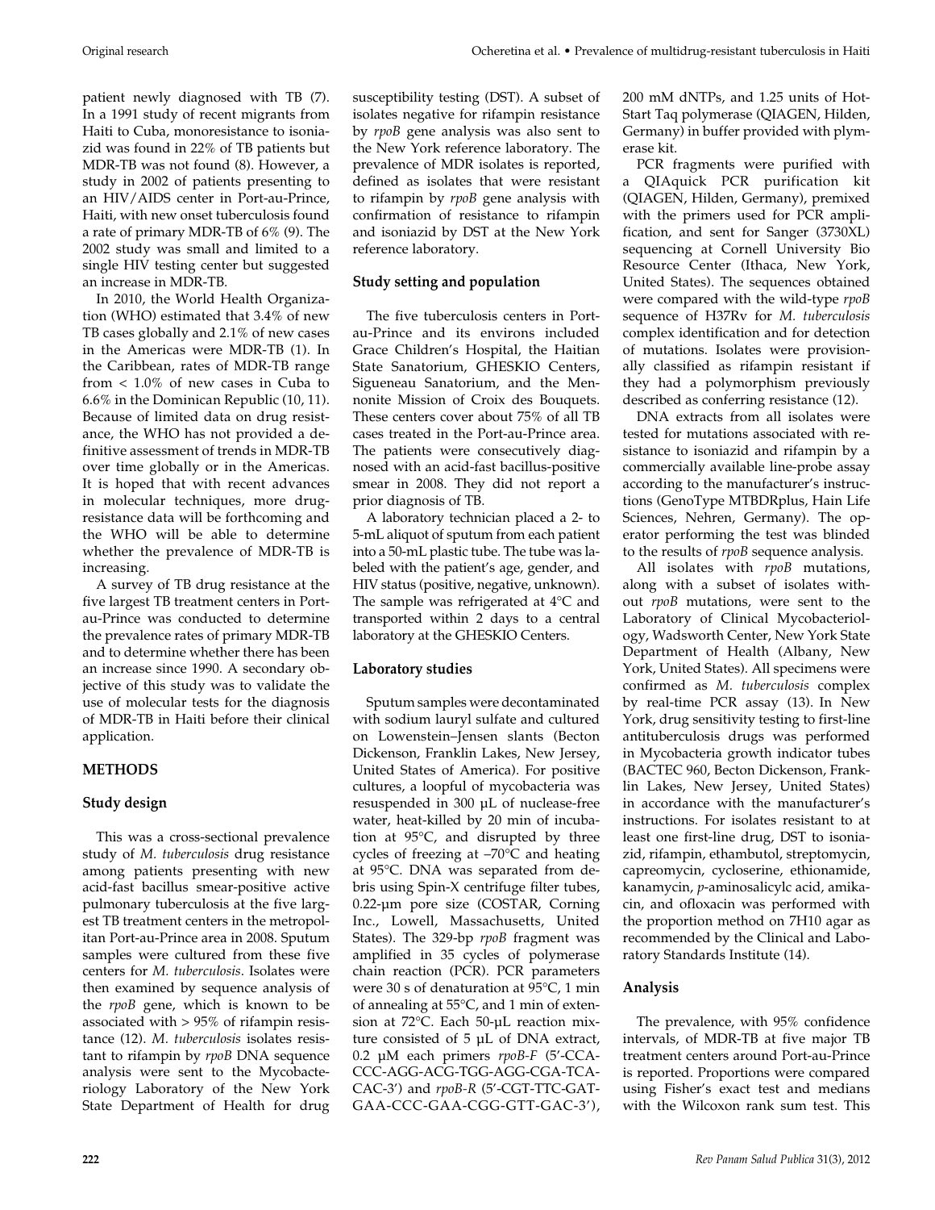patient newly diagnosed with TB (7). In a 1991 study of recent migrants from Haiti to Cuba, monoresistance to isoniazid was found in 22% of TB patients but MDR-TB was not found (8). However, a study in 2002 of patients presenting to an HIV/AIDS center in Port-au-Prince, Haiti, with new onset tuberculosis found a rate of primary MDR-TB of 6% (9). The 2002 study was small and limited to a single HIV testing center but suggested an increase in MDR-TB.

In 2010, the World Health Organization (WHO) estimated that 3.4% of new TB cases globally and 2.1% of new cases in the Americas were MDR-TB (1). In the Caribbean, rates of MDR-TB range from < 1.0% of new cases in Cuba to 6.6% in the Dominican Republic (10, 11). Because of limited data on drug resistance, the WHO has not provided a definitive assessment of trends in MDR-TB over time globally or in the Americas. It is hoped that with recent advances in molecular techniques, more drug-resistance data will be forthcoming and the WHO will be able to determine whether the prevalence of MDR-TB is increasing.

A survey of TB drug resistance at the five largest TB treatment centers in Port-au-Prince was conducted to determine the prevalence rates of primary MDR-TB and to determine whether there has been an increase since 1990. A secondary objective of this study was to validate the use of molecular tests for the diagnosis of MDR-TB in Haiti before their clinical application.

## METHODS

### Study design

This was a cross-sectional prevalence study of *M. tuberculosis* drug resistance among patients presenting with new acid-fast bacillus smear-positive active pulmonary tuberculosis at the five largest TB treatment centers in the metropolitan Port-au-Prince area in 2008. Sputum samples were cultured from these five centers for *M. tuberculosis*. Isolates were then examined by sequence analysis of the *rpoB* gene, which is known to be associated with > 95% of rifampin resistance (12). *M. tuberculosis* isolates resistant to rifampin by *rpoB* DNA sequence analysis were sent to the Mycobacteriology Laboratory of the New York State Department of Health for drug susceptibility testing (DST). A subset of isolates negative for rifampin resistance by *rpoB* gene analysis was also sent to the New York reference laboratory. The prevalence of MDR isolates is reported, defined as isolates that were resistant to rifampin by *rpoB* gene analysis with confirmation of resistance to rifampin and isoniazid by DST at the New York reference laboratory.

### Study setting and population

The five tuberculosis centers in Port-au-Prince and its environs included Grace Children's Hospital, the Haitian State Sanatorium, GHESKIO Centers, Sigueneau Sanatorium, and the Mennonite Mission of Croix des Bouquets. These centers cover about 75% of all TB cases treated in the Port-au-Prince area. The patients were consecutively diagnosed with an acid-fast bacillus-positive smear in 2008. They did not report a prior diagnosis of TB.

A laboratory technician placed a 2- to 5-mL aliquot of sputum from each patient into a 50-mL plastic tube. The tube was labeled with the patient's age, gender, and HIV status (positive, negative, unknown). The sample was refrigerated at 4°C and transported within 2 days to a central laboratory at the GHESKIO Centers.

### Laboratory studies

Sputum samples were decontaminated with sodium lauryl sulfate and cultured on Lowenstein–Jensen slants (Becton Dickenson, Franklin Lakes, New Jersey, United States of America). For positive cultures, a loopful of mycobacteria was resuspended in 300 µL of nuclease-free water, heat-killed by 20 min of incubation at 95°C, and disrupted by three cycles of freezing at –70°C and heating at 95°C. DNA was separated from debris using Spin-X centrifuge filter tubes, 0.22-µm pore size (COSTAR, Corning Inc., Lowell, Massachusetts, United States). The 329-bp *rpoB* fragment was amplified in 35 cycles of polymerase chain reaction (PCR). PCR parameters were 30 s of denaturation at 95°C, 1 min of annealing at 55°C, and 1 min of extension at 72°C. Each 50-µL reaction mixture consisted of 5 µL of DNA extract, 0.2 µM each primers *rpoB-F* (5′-CCA-CCC-AGG-ACG-TGG-AGG-CGA-TCA-CAC-3′) and *rpoB-R* (5′-CGT-TTC-GAT-GAA-CCC-GAA-CGG-GTT-GAC-3′), 200 mM dNTPs, and 1.25 units of HotStart Taq polymerase (QIAGEN, Hilden, Germany) in buffer provided with plymerase kit.

PCR fragments were purified with a QIAquick PCR purification kit (QIAGEN, Hilden, Germany), premixed with the primers used for PCR amplification, and sent for Sanger (3730XL) sequencing at Cornell University Bio Resource Center (Ithaca, New York, United States). The sequences obtained were compared with the wild-type *rpoB* sequence of H37Rv for *M. tuberculosis* complex identification and for detection of mutations. Isolates were provisionally classified as rifampin resistant if they had a polymorphism previously described as conferring resistance (12).

DNA extracts from all isolates were tested for mutations associated with resistance to isoniazid and rifampin by a commercially available line-probe assay according to the manufacturer's instructions (GenoType MTBDRplus, Hain Life Sciences, Nehren, Germany). The operator performing the test was blinded to the results of *rpoB* sequence analysis.

All isolates with *rpoB* mutations, along with a subset of isolates without *rpoB* mutations, were sent to the Laboratory of Clinical Mycobacteriology, Wadsworth Center, New York State Department of Health (Albany, New York, United States). All specimens were confirmed as *M. tuberculosis* complex by real-time PCR assay (13). In New York, drug sensitivity testing to first-line antituberculosis drugs was performed in Mycobacteria growth indicator tubes (BACTEC 960, Becton Dickenson, Franklin Lakes, New Jersey, United States) in accordance with the manufacturer's instructions. For isolates resistant to at least one first-line drug, DST to isoniazid, rifampin, ethambutol, streptomycin, capreomycin, cycloserine, ethionamide, kanamycin, *p*-aminosalicylc acid, amikacin, and ofloxacin was performed with the proportion method on 7H10 agar as recommended by the Clinical and Laboratory Standards Institute (14).

### Analysis

The prevalence, with 95% confidence intervals, of MDR-TB at five major TB treatment centers around Port-au-Prince is reported. Proportions were compared using Fisher's exact test and medians with the Wilcoxon rank sum test. This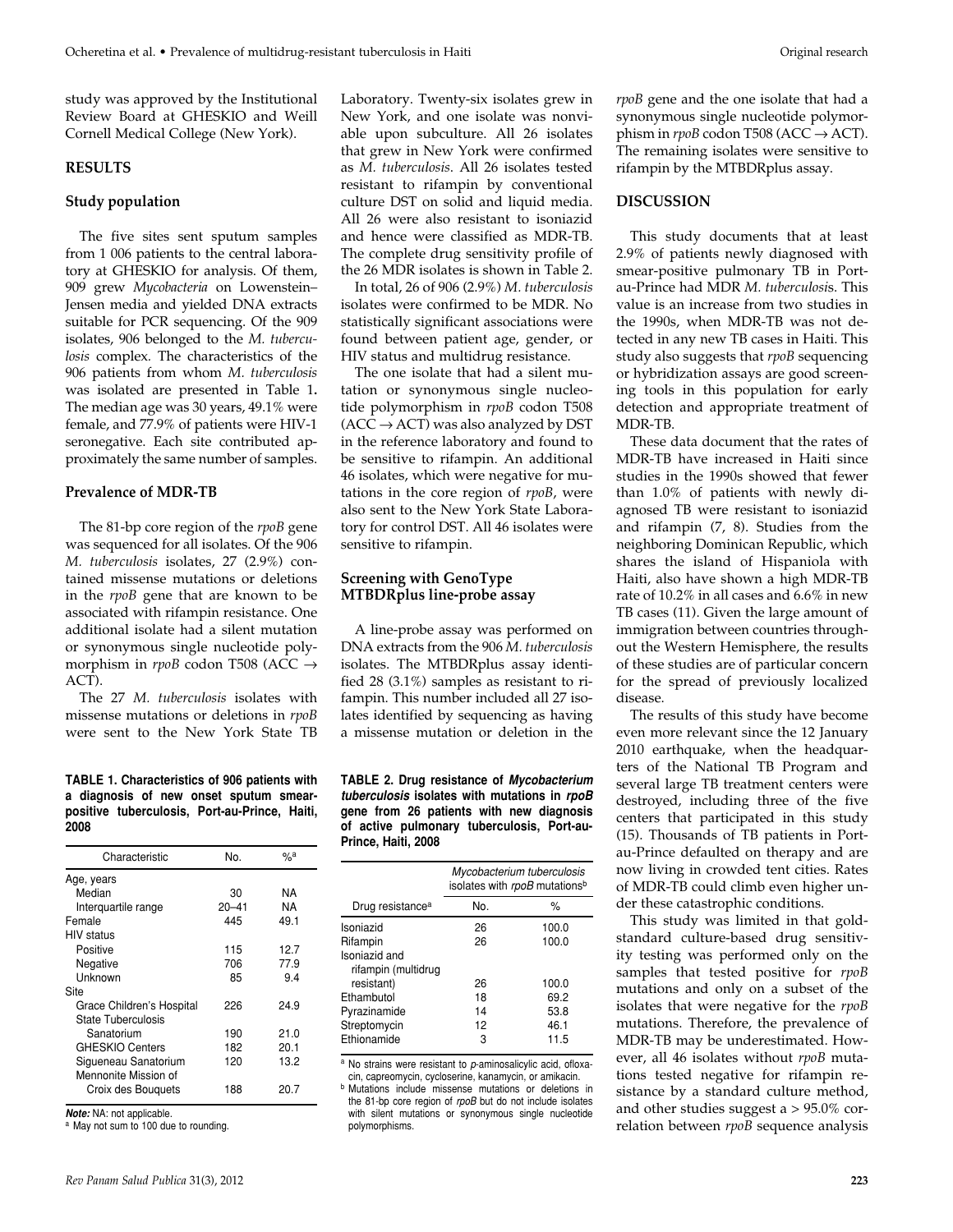study was approved by the Institutional Review Board at GHESKIO and Weill Cornell Medical College (New York).

## RESULTS

### Study population

The five sites sent sputum samples from 1 006 patients to the central laboratory at GHESKIO for analysis. Of them, 909 grew *Mycobacteria* on Lowenstein–Jensen media and yielded DNA extracts suitable for PCR sequencing. Of the 909 isolates, 906 belonged to the *M. tuberculosis* complex. The characteristics of the 906 patients from whom *M. tuberculosis* was isolated are presented in Table 1**.** The median age was 30 years, 49.1% were female, and 77.9% of patients were HIV-1 seronegative. Each site contributed approximately the same number of samples.

### Prevalence of MDR-TB

The 81-bp core region of the *rpoB* gene was sequenced for all isolates. Of the 906 *M. tuberculosis* isolates, 27 (2.9%) contained missense mutations or deletions in the *rpoB* gene that are known to be associated with rifampin resistance. One additional isolate had a silent mutation or synonymous single nucleotide polymorphism in *rpoB* codon T508 (ACC → ACT).

The 27 *M. tuberculosis* isolates with missense mutations or deletions in *rpoB* were sent to the New York State TB Laboratory. Twenty-six isolates grew in New York, and one isolate was nonviable upon subculture. All 26 isolates that grew in New York were confirmed as *M. tuberculosis*. All 26 isolates tested resistant to rifampin by conventional culture DST on solid and liquid media. All 26 were also resistant to isoniazid and hence were classified as MDR-TB. The complete drug sensitivity profile of the 26 MDR isolates is shown in Table 2.

In total, 26 of 906 (2.9%) *M. tuberculosis* isolates were confirmed to be MDR. No statistically significant associations were found between patient age, gender, or HIV status and multidrug resistance.

The one isolate that had a silent mutation or synonymous single nucleotide polymorphism in *rpoB* codon T508 (ACC → ACT) was also analyzed by DST in the reference laboratory and found to be sensitive to rifampin. An additional 46 isolates, which were negative for mutations in the core region of *rpoB*, were also sent to the New York State Laboratory for control DST. All 46 isolates were sensitive to rifampin.

### Screening with GenoType MTBDRplus line-probe assay

A line-probe assay was performed on DNA extracts from the 906 *M. tuberculosis* isolates. The MTBDRplus assay identified 28 (3.1%) samples as resistant to rifampin. This number included all 27 isolates identified by sequencing as having a missense mutation or deletion in the *rpoB* gene and the one isolate that had a synonymous single nucleotide polymorphism in *rpoB* codon T508 (ACC → ACT). The remaining isolates were sensitive to rifampin by the MTBDRplus assay.

**TABLE 1. Characteristics of 906 patients with a diagnosis of new onset sputum smear-positive tuberculosis, Port-au-Prince, Haiti, 2008**

| Characteristic | No. | %[a] |
|---|---|---|
| Age, years | | |
| Median | 30 | NA |
| Interquartile range | 20–41 | NA |
| Female | 445 | 49.1 |
| HIV status | | |
| Positive | 115 | 12.7 |
| Negative | 706 | 77.9 |
| Unknown | 85 | 9.4 |
| Site | | |
| Grace Children's Hospital | 226 | 24.9 |
| State Tuberculosis Sanatorium | 190 | 21.0 |
| GHESKIO Centers | 182 | 20.1 |
| Sigueneau Sanatorium | 120 | 13.2 |
| Mennonite Mission of Croix des Bouquets | 188 | 20.7 |

***Note:*** NA: not applicable.
[a] May not sum to 100 due to rounding.

**TABLE 2. Drug resistance of *Mycobacterium tuberculosis* isolates with mutations in *rpoB* gene from 26 patients with new diagnosis of active pulmonary tuberculosis, Port-au-Prince, Haiti, 2008**

| | *Mycobacterium tuberculosis* isolates with *rpoB* mutations[b] | |
|---|---|---|
| Drug resistance[a] | No. | % |
| Isoniazid | 26 | 100.0 |
| Rifampin | 26 | 100.0 |
| Isoniazid and rifampin (multidrug resistant) | 26 | 100.0 |
| Ethambutol | 18 | 69.2 |
| Pyrazinamide | 14 | 53.8 |
| Streptomycin | 12 | 46.1 |
| Ethionamide | 3 | 11.5 |

[a] No strains were resistant to *p*-aminosalicylic acid, ofloxacin, capreomycin, cycloserine, kanamycin, or amikacin.
[b] Mutations include missense mutations or deletions in the 81-bp core region of *rpoB* but do not include isolates with silent mutations or synonymous single nucleotide polymorphisms.

## DISCUSSION

This study documents that at least 2.9% of patients newly diagnosed with smear-positive pulmonary TB in Port-au-Prince had MDR *M. tuberculosis*. This value is an increase from two studies in the 1990s, when MDR-TB was not detected in any new TB cases in Haiti. This study also suggests that *rpoB* sequencing or hybridization assays are good screening tools in this population for early detection and appropriate treatment of MDR-TB.

These data document that the rates of MDR-TB have increased in Haiti since studies in the 1990s showed that fewer than 1.0% of patients with newly diagnosed TB were resistant to isoniazid and rifampin (7, 8). Studies from the neighboring Dominican Republic, which shares the island of Hispaniola with Haiti, also have shown a high MDR-TB rate of 10.2% in all cases and 6.6% in new TB cases (11). Given the large amount of immigration between countries throughout the Western Hemisphere, the results of these studies are of particular concern for the spread of previously localized disease.

The results of this study have become even more relevant since the 12 January 2010 earthquake, when the headquarters of the National TB Program and several large TB treatment centers were destroyed, including three of the five centers that participated in this study (15). Thousands of TB patients in Port-au-Prince defaulted on therapy and are now living in crowded tent cities. Rates of MDR-TB could climb even higher under these catastrophic conditions.

This study was limited in that gold-standard culture-based drug sensitivity testing was performed only on the samples that tested positive for *rpoB* mutations and only on a subset of the isolates that were negative for the *rpoB* mutations. Therefore, the prevalence of MDR-TB may be underestimated. However, all 46 isolates without *rpoB* mutations tested negative for rifampin resistance by a standard culture method, and other studies suggest a > 95.0% correlation between *rpoB* sequence analysis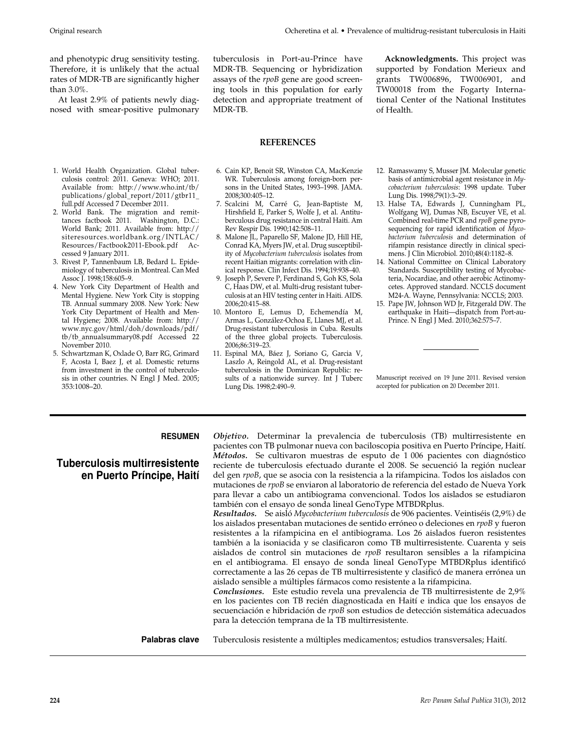and phenotypic drug sensitivity testing. Therefore, it is unlikely that the actual rates of MDR-TB are significantly higher than 3.0%.

At least 2.9% of patients newly diagnosed with smear-positive pulmonary tuberculosis in Port-au-Prince have MDR-TB. Sequencing or hybridization assays of the *rpoB* gene are good screening tools in this population for early detection and appropriate treatment of MDR-TB.

**Acknowledgments.** This project was supported by Fondation Merieux and grants TW006896, TW006901, and TW00018 from the Fogarty International Center of the National Institutes of Health.

## REFERENCES

1. World Health Organization. Global tuberculosis control: 2011. Geneva: WHO; 2011. Available from: http://www.who.int/tb/publications/global_report/2011/gtbr11_full.pdf Accessed 7 December 2011.
2. World Bank. The migration and remittances factbook 2011. Washington, D.C.: World Bank; 2011. Available from: http://siteresources.worldbank.org/INTLAC/Resources/Factbook2011-Ebook.pdf Accessed 9 January 2011.
3. Rivest P, Tannenbaum LB, Bedard L. Epidemiology of tuberculosis in Montreal. Can Med Assoc J. 1998;158:605–9.
4. New York City Department of Health and Mental Hygiene. New York City is stopping TB. Annual summary 2008. New York: New York City Department of Health and Mental Hygiene; 2008. Available from: http://www.nyc.gov/html/doh/downloads/pdf/tb/tb_annualsummary08.pdf Accessed 22 November 2010.
5. Schwartzman K, Oxlade O, Barr RG, Grimard F, Acosta I, Baez J, et al. Domestic returns from investment in the control of tuberculosis in other countries. N Engl J Med. 2005; 353:1008–20.
6. Cain KP, Benoit SR, Winston CA, MacKenzie WR. Tuberculosis among foreign-born persons in the United States, 1993–1998. JAMA. 2008;300:405–12.
7. Scalcini M, Carré G, Jean-Baptiste M, Hirshfield E, Parker S, Wolfe J, et al. Antituberculous drug resistance in central Haiti. Am Rev Respir Dis. 1990;142:508–11.
8. Malone JL, Paparello SF, Malone JD, Hill HE, Conrad KA, Myers JW, et al. Drug susceptibility of *Mycobacterium tuberculosis* isolates from recent Haitian migrants: correlation with clinical response. Clin Infect Dis. 1994;19:938–40.
9. Joseph P, Severe P, Ferdinand S, Goh KS, Sola C, Haas DW, et al. Multi-drug resistant tuberculosis at an HIV testing center in Haiti. AIDS. 2006;20:415–88.
10. Montoro E, Lemus D, Echemendía M, Armas L, González-Ochoa E, Llanes MJ, et al. Drug-resistant tuberculosis in Cuba. Results of the three global projects. Tuberculosis. 2006;86:319–23.
11. Espinal MA, Báez J, Soriano G, Garcia V, Laszlo A, Reingold AL, et al. Drug-resistant tuberculosis in the Dominican Republic: results of a nationwide survey. Int J Tuberc Lung Dis. 1998;2:490–9.
12. Ramaswamy S, Musser JM. Molecular genetic basis of antimicrobial agent resistance in *Mycobacterium tuberculosis*: 1998 update. Tuber Lung Dis. 1998;79(1):3–29.
13. Halse TA, Edwards J, Cunningham PL, Wolfgang WJ, Dumas NB, Escuyer VE, et al. Combined real-time PCR and *rpoB* gene pyrosequencing for rapid identification of *Mycobacterium tuberculosis* and determination of rifampin resistance directly in clinical specimens. J Clin Microbiol. 2010;48(4):1182–8.
14. National Committee on Clinical Laboratory Standards. Susceptibility testing of Mycobacteria, Nocardiae, and other aerobic Actinomycetes. Approved standard. NCCLS document M24-A. Wayne, Pennsylvania: NCCLS; 2003.
15. Pape JW, Johnson WD Jr, Fitzgerald DW. The earthquake in Haiti—dispatch from Port-au-Prince. N Engl J Med. 2010;362:575–7.

Manuscript received on 19 June 2011. Revised version accepted for publication on 20 December 2011.

---

**RESUMEN**

## Tuberculosis multirresistente en Puerto Príncipe, Haití

***Objetivo.*** Determinar la prevalencia de tuberculosis (TB) multirresistente en pacientes con TB pulmonar nueva con baciloscopia positiva en Puerto Príncipe, Haití.
***Métodos.*** Se cultivaron muestras de esputo de 1 006 pacientes con diagnóstico reciente de tuberculosis efectuado durante el 2008. Se secuenció la región nuclear del gen *rpoB*, que se asocia con la resistencia a la rifampicina. Todos los aislados con mutaciones de *rpoB* se enviaron al laboratorio de referencia del estado de Nueva York para llevar a cabo un antibiograma convencional. Todos los aislados se estudiaron también con el ensayo de sonda lineal GenoType MTBDRplus.
***Resultados.*** Se aisló *Mycobacterium tuberculosis* de 906 pacientes. Veintiséis (2,9%) de los aislados presentaban mutaciones de sentido erróneo o deleciones en *rpoB* y fueron resistentes a la rifampicina en el antibiograma. Los 26 aislados fueron resistentes también a la isoniacida y se clasificaron como TB multirresistente. Cuarenta y seis aislados de control sin mutaciones de *rpoB* resultaron sensibles a la rifampicina en el antibiograma. El ensayo de sonda lineal GenoType MTBDRplus identificó correctamente a las 26 cepas de TB multirresistente y clasificó de manera errónea un aislado sensible a múltiples fármacos como resistente a la rifampicina.
***Conclusiones.*** Este estudio revela una prevalencia de TB multirresistente de 2,9% en los pacientes con TB recién diagnosticada en Haití e indica que los ensayos de secuenciación e hibridación de *rpoB* son estudios de detección sistemática adecuados para la detección temprana de la TB multirresistente.

**Palabras clave** Tuberculosis resistente a múltiples medicamentos; estudios transversales; Haití.